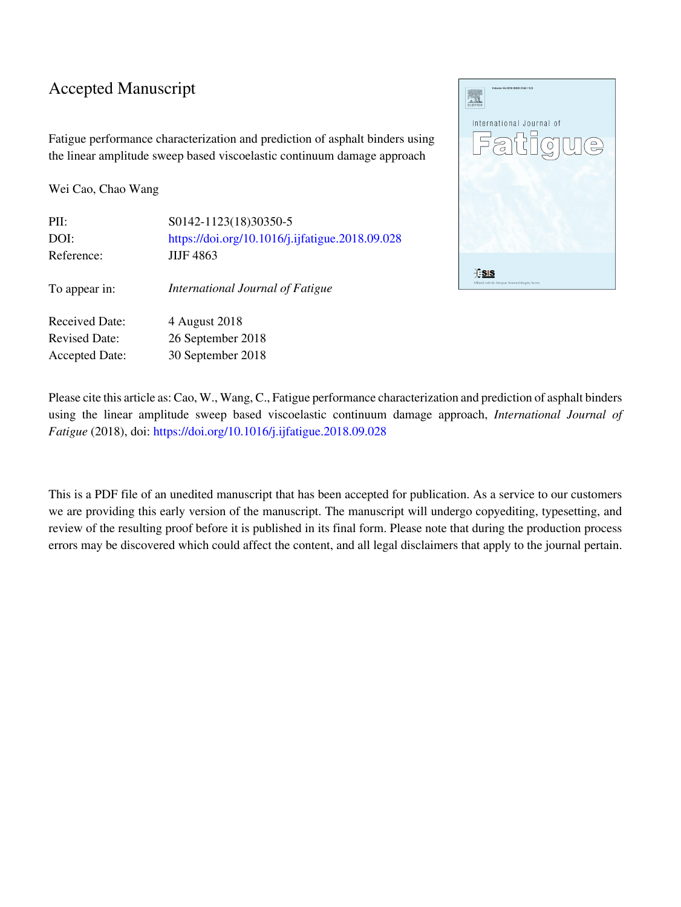# Accepted Manuscript

Fatigue performance characterization and prediction of asphalt binders using the linear amplitude sweep based viscoelastic continuum damage approach

Wei Cao, Chao Wang

| | |
|---|---|
| PII: | S0142-1123(18)30350-5 |
| DOI: | https://doi.org/10.1016/j.ijfatigue.2018.09.028 |
| Reference: | JIJF 4863 |
| To appear in: | *International Journal of Fatigue* |
| Received Date: | 4 August 2018 |
| Revised Date: | 26 September 2018 |
| Accepted Date: | 30 September 2018 |

Please cite this article as: Cao, W., Wang, C., Fatigue performance characterization and prediction of asphalt binders using the linear amplitude sweep based viscoelastic continuum damage approach, *International Journal of Fatigue* (2018), doi: https://doi.org/10.1016/j.ijfatigue.2018.09.028

This is a PDF file of an unedited manuscript that has been accepted for publication. As a service to our customers we are providing this early version of the manuscript. The manuscript will undergo copyediting, typesetting, and review of the resulting proof before it is published in its final form. Please note that during the production process errors may be discovered which could affect the content, and all legal disclaimers that apply to the journal pertain.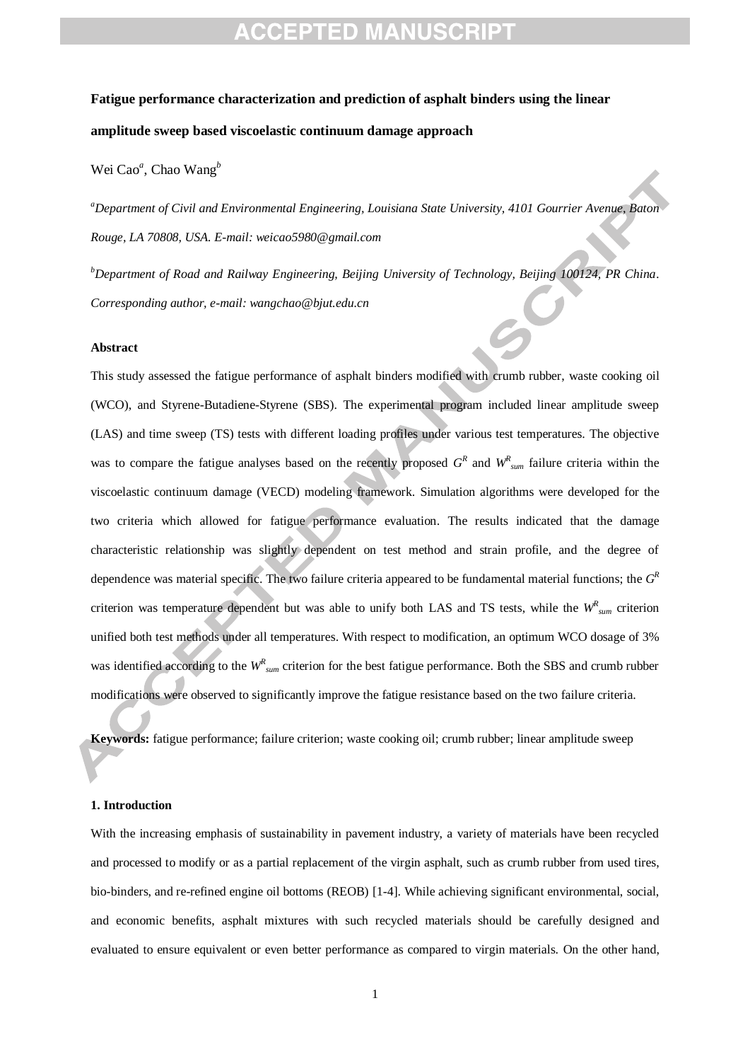**Fatigue performance characterization and prediction of asphalt binders using the linear amplitude sweep based viscoelastic continuum damage approach**

Wei Cao[a], Chao Wang[b]

[a]*Department of Civil and Environmental Engineering, Louisiana State University, 4101 Gourrier Avenue, Baton Rouge, LA 70808, USA. E-mail: weicao5980@gmail.com*

[b]*Department of Road and Railway Engineering, Beijing University of Technology, Beijing 100124, PR China. Corresponding author, e-mail: wangchao@bjut.edu.cn*

**Abstract**

This study assessed the fatigue performance of asphalt binders modified with crumb rubber, waste cooking oil (WCO), and Styrene-Butadiene-Styrene (SBS). The experimental program included linear amplitude sweep (LAS) and time sweep (TS) tests with different loading profiles under various test temperatures. The objective was to compare the fatigue analyses based on the recently proposed $G^R$ and $W^R_{sum}$ failure criteria within the viscoelastic continuum damage (VECD) modeling framework. Simulation algorithms were developed for the two criteria which allowed for fatigue performance evaluation. The results indicated that the damage characteristic relationship was slightly dependent on test method and strain profile, and the degree of dependence was material specific. The two failure criteria appeared to be fundamental material functions; the $G^R$ criterion was temperature dependent but was able to unify both LAS and TS tests, while the $W^R_{sum}$ criterion unified both test methods under all temperatures. With respect to modification, an optimum WCO dosage of 3% was identified according to the $W^R_{sum}$ criterion for the best fatigue performance. Both the SBS and crumb rubber modifications were observed to significantly improve the fatigue resistance based on the two failure criteria.

**Keywords:** fatigue performance; failure criterion; waste cooking oil; crumb rubber; linear amplitude sweep

**1. Introduction**

With the increasing emphasis of sustainability in pavement industry, a variety of materials have been recycled and processed to modify or as a partial replacement of the virgin asphalt, such as crumb rubber from used tires, bio-binders, and re-refined engine oil bottoms (REOB) [1-4]. While achieving significant environmental, social, and economic benefits, asphalt mixtures with such recycled materials should be carefully designed and evaluated to ensure equivalent or even better performance as compared to virgin materials. On the other hand,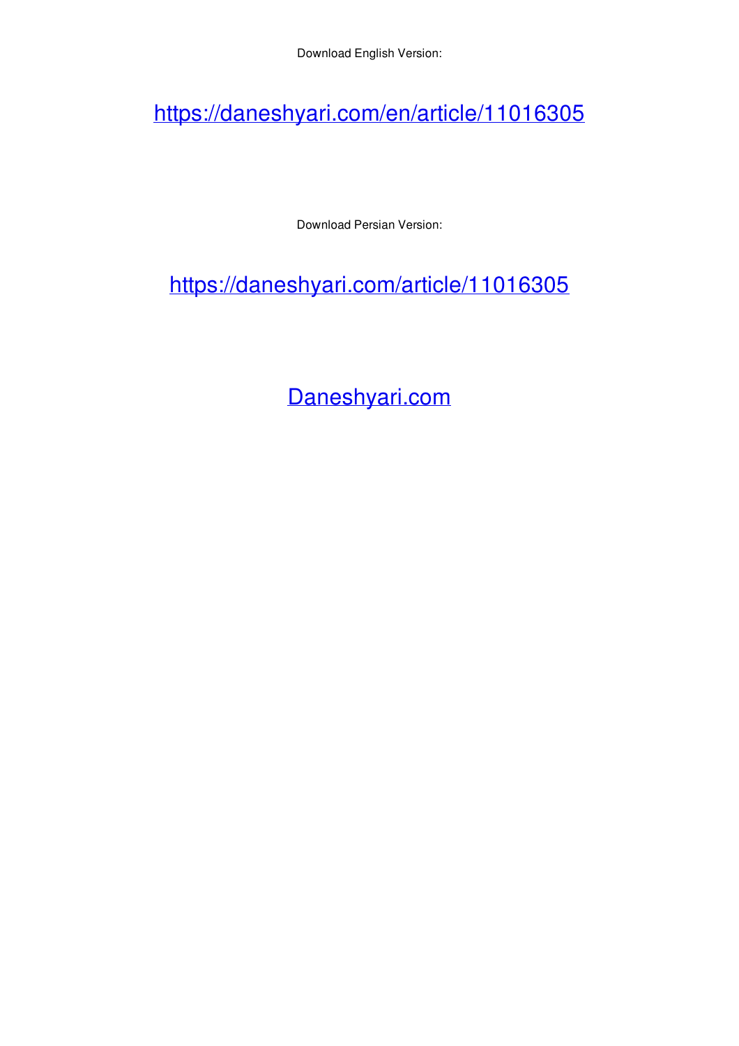Download English Version:

https://daneshyari.com/en/article/11016305

Download Persian Version:

https://daneshyari.com/article/11016305

Daneshyari.com